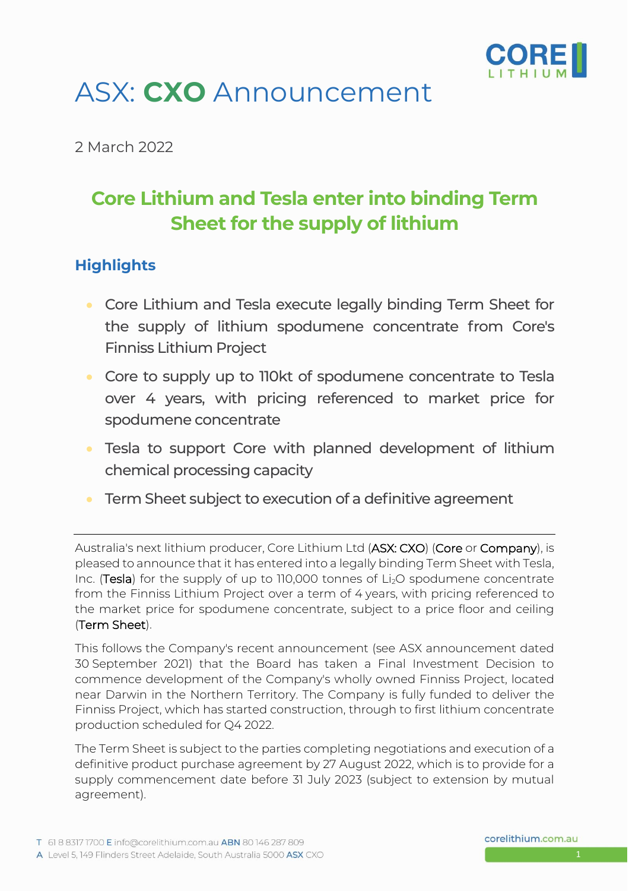# ASX: CXO Announcement

2 March 2022

## Core Lithium and Tesla enter into binding Term Sheet for the supply of lithium

### Highlights

- Core Lithium and Tesla execute legally binding Term Sheet for the supply of lithium spodumene concentrate from Core's Finniss Lithium Project
- Core to supply up to 110kt of spodumene concentrate to Tesla over 4 years, with pricing referenced to market price for spodumene concentrate
- Tesla to support Core with planned development of lithium chemical processing capacity
- Term Sheet subject to execution of a definitive agreement

---

Australia's next lithium producer, Core Lithium Ltd (**ASX: CXO**) (**Core** or **Company**), is pleased to announce that it has entered into a legally binding Term Sheet with Tesla, Inc. (**Tesla**) for the supply of up to 110,000 tonnes of $Li_2O$ spodumene concentrate from the Finniss Lithium Project over a term of 4 years, with pricing referenced to the market price for spodumene concentrate, subject to a price floor and ceiling (**Term Sheet**).

This follows the Company's recent announcement (see ASX announcement dated 30 September 2021) that the Board has taken a Final Investment Decision to commence development of the Company's wholly owned Finniss Project, located near Darwin in the Northern Territory. The Company is fully funded to deliver the Finniss Project, which has started construction, through to first lithium concentrate production scheduled for Q4 2022.

The Term Sheet is subject to the parties completing negotiations and execution of a definitive product purchase agreement by 27 August 2022, which is to provide for a supply commencement date before 31 July 2023 (subject to extension by mutual agreement).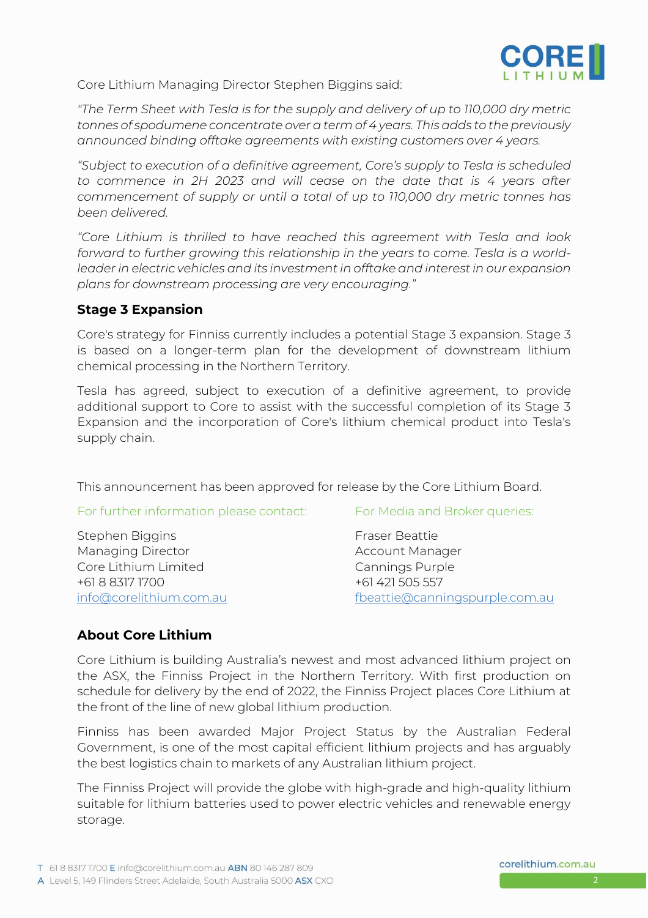Core Lithium Managing Director Stephen Biggins said:

*"The Term Sheet with Tesla is for the supply and delivery of up to 110,000 dry metric tonnes of spodumene concentrate over a term of 4 years. This adds to the previously announced binding offtake agreements with existing customers over 4 years.*

*"Subject to execution of a definitive agreement, Core's supply to Tesla is scheduled to commence in 2H 2023 and will cease on the date that is 4 years after commencement of supply or until a total of up to 110,000 dry metric tonnes has been delivered.*

*"Core Lithium is thrilled to have reached this agreement with Tesla and look forward to further growing this relationship in the years to come. Tesla is a world-leader in electric vehicles and its investment in offtake and interest in our expansion plans for downstream processing are very encouraging."*

## Stage 3 Expansion

Core's strategy for Finniss currently includes a potential Stage 3 expansion. Stage 3 is based on a longer-term plan for the development of downstream lithium chemical processing in the Northern Territory.

Tesla has agreed, subject to execution of a definitive agreement, to provide additional support to Core to assist with the successful completion of its Stage 3 Expansion and the incorporation of Core's lithium chemical product into Tesla's supply chain.

This announcement has been approved for release by the Core Lithium Board.

For further information please contact:

Stephen Biggins
Managing Director
Core Lithium Limited
+61 8 8317 1700
info@corelithium.com.au

For Media and Broker queries:

Fraser Beattie
Account Manager
Cannings Purple
+61 421 505 557
fbeattie@canningspurple.com.au

## About Core Lithium

Core Lithium is building Australia's newest and most advanced lithium project on the ASX, the Finniss Project in the Northern Territory. With first production on schedule for delivery by the end of 2022, the Finniss Project places Core Lithium at the front of the line of new global lithium production.

Finniss has been awarded Major Project Status by the Australian Federal Government, is one of the most capital efficient lithium projects and has arguably the best logistics chain to markets of any Australian lithium project.

The Finniss Project will provide the globe with high-grade and high-quality lithium suitable for lithium batteries used to power electric vehicles and renewable energy storage.